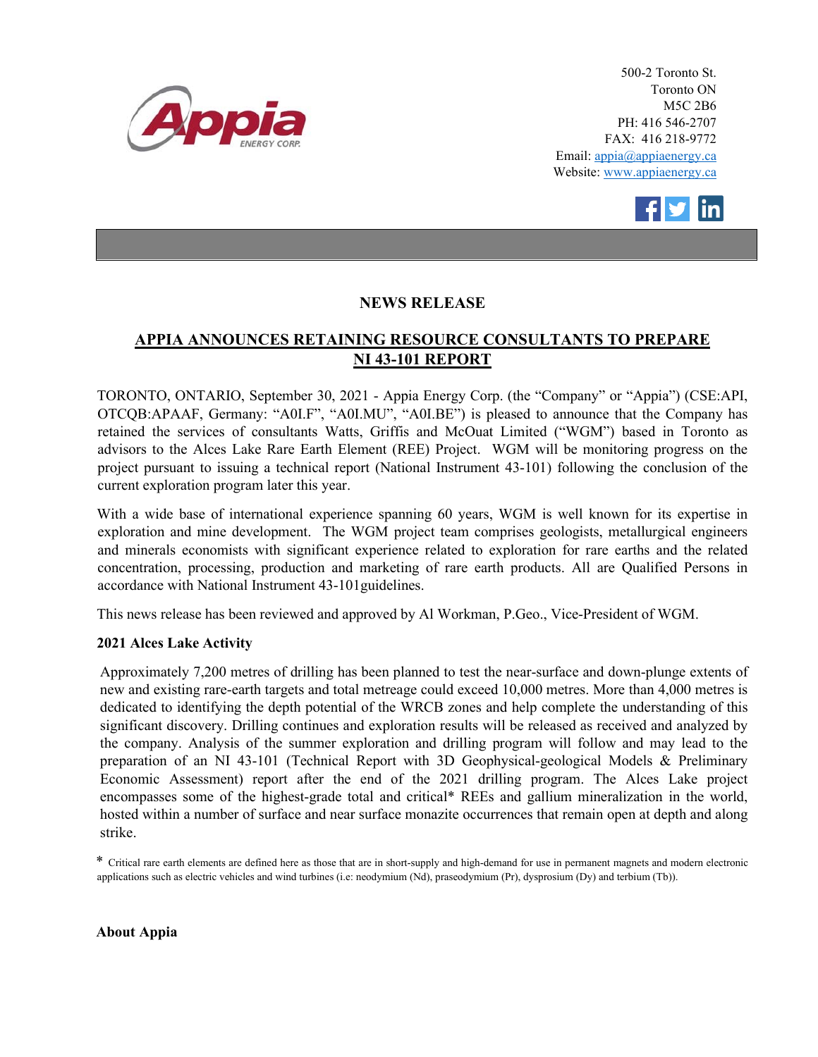500-2 Toronto St.
Toronto ON
M5C 2B6
PH: 416 546-2707
FAX: 416 218-9772
Email: appia@appiaenergy.ca
Website: www.appiaenergy.ca

## NEWS RELEASE

## APPIA ANNOUNCES RETAINING RESOURCE CONSULTANTS TO PREPARE NI 43-101 REPORT

TORONTO, ONTARIO, September 30, 2021 - Appia Energy Corp. (the "Company" or "Appia") (CSE:API, OTCQB:APAAF, Germany: "A0I.F", "A0I.MU", "A0I.BE") is pleased to announce that the Company has retained the services of consultants Watts, Griffis and McOuat Limited ("WGM") based in Toronto as advisors to the Alces Lake Rare Earth Element (REE) Project. WGM will be monitoring progress on the project pursuant to issuing a technical report (National Instrument 43-101) following the conclusion of the current exploration program later this year.

With a wide base of international experience spanning 60 years, WGM is well known for its expertise in exploration and mine development. The WGM project team comprises geologists, metallurgical engineers and minerals economists with significant experience related to exploration for rare earths and the related concentration, processing, production and marketing of rare earth products. All are Qualified Persons in accordance with National Instrument 43-101guidelines.

This news release has been reviewed and approved by Al Workman, P.Geo., Vice-President of WGM.

**2021 Alces Lake Activity**

Approximately 7,200 metres of drilling has been planned to test the near-surface and down-plunge extents of new and existing rare-earth targets and total metreage could exceed 10,000 metres. More than 4,000 metres is dedicated to identifying the depth potential of the WRCB zones and help complete the understanding of this significant discovery. Drilling continues and exploration results will be released as received and analyzed by the company. Analysis of the summer exploration and drilling program will follow and may lead to the preparation of an NI 43-101 (Technical Report with 3D Geophysical-geological Models & Preliminary Economic Assessment) report after the end of the 2021 drilling program. The Alces Lake project encompasses some of the highest-grade total and critical* REEs and gallium mineralization in the world, hosted within a number of surface and near surface monazite occurrences that remain open at depth and along strike.

\* Critical rare earth elements are defined here as those that are in short-supply and high-demand for use in permanent magnets and modern electronic applications such as electric vehicles and wind turbines (i.e: neodymium (Nd), praseodymium (Pr), dysprosium (Dy) and terbium (Tb)).

**About Appia**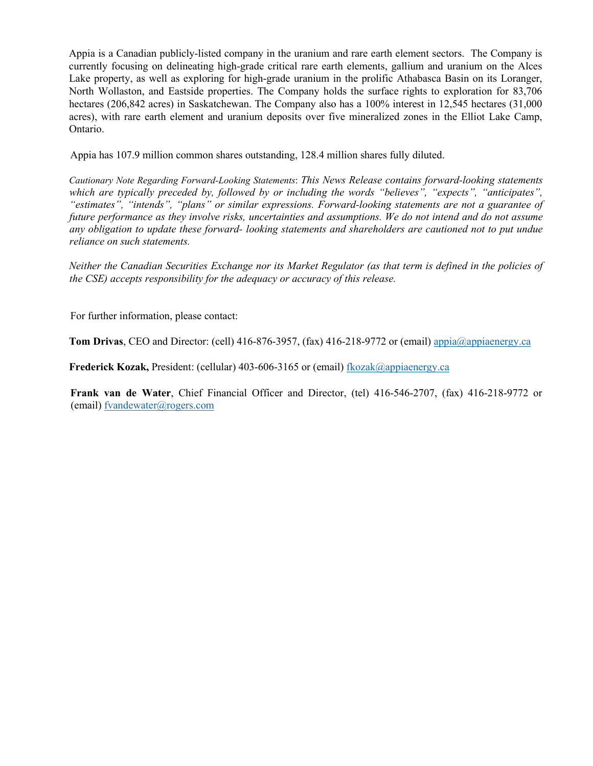Appia is a Canadian publicly-listed company in the uranium and rare earth element sectors. The Company is currently focusing on delineating high-grade critical rare earth elements, gallium and uranium on the Alces Lake property, as well as exploring for high-grade uranium in the prolific Athabasca Basin on its Loranger, North Wollaston, and Eastside properties. The Company holds the surface rights to exploration for 83,706 hectares (206,842 acres) in Saskatchewan. The Company also has a 100% interest in 12,545 hectares (31,000 acres), with rare earth element and uranium deposits over five mineralized zones in the Elliot Lake Camp, Ontario.

Appia has 107.9 million common shares outstanding, 128.4 million shares fully diluted.

*Cautionary Note Regarding Forward-Looking Statements*: *This News Release contains forward-looking statements which are typically preceded by, followed by or including the words "believes", "expects", "anticipates", "estimates", "intends", "plans" or similar expressions. Forward-looking statements are not a guarantee of future performance as they involve risks, uncertainties and assumptions. We do not intend and do not assume any obligation to update these forward- looking statements and shareholders are cautioned not to put undue reliance on such statements.*

*Neither the Canadian Securities Exchange nor its Market Regulator (as that term is defined in the policies of the CSE) accepts responsibility for the adequacy or accuracy of this release.*

For further information, please contact:

**Tom Drivas**, CEO and Director: (cell) 416-876-3957, (fax) 416-218-9772 or (email) appia@appiaenergy.ca

**Frederick Kozak,** President: (cellular) 403-606-3165 or (email) fkozak@appiaenergy.ca

**Frank van de Water**, Chief Financial Officer and Director, (tel) 416-546-2707, (fax) 416-218-9772 or (email) fvandewater@rogers.com